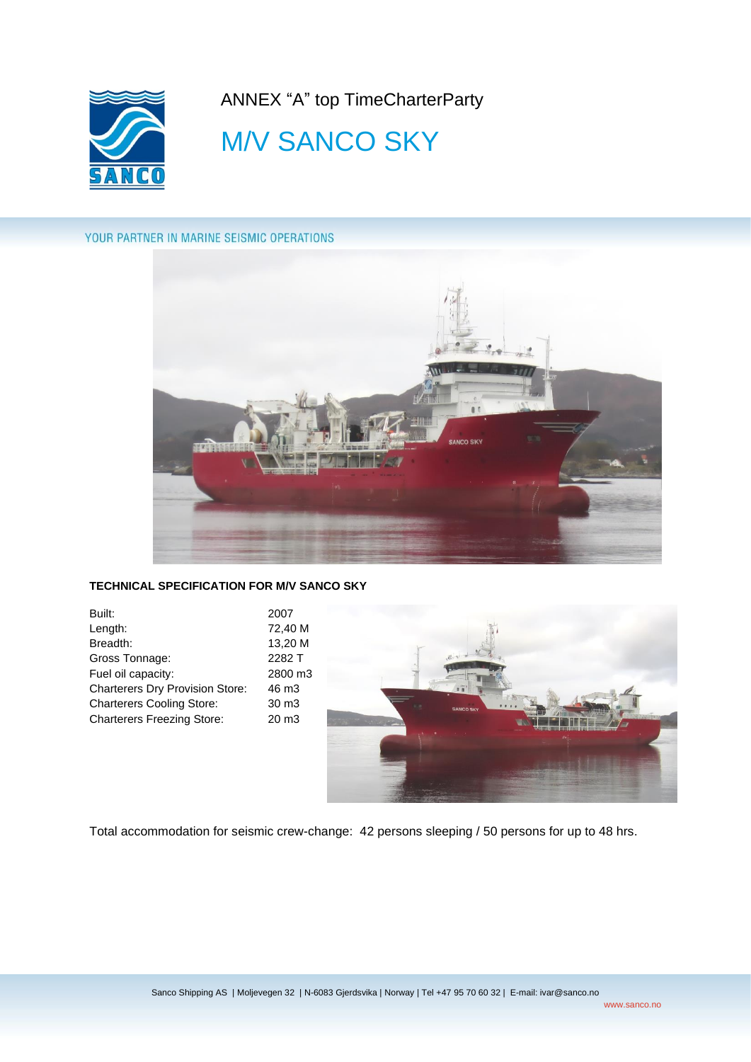ANNEX "A" top TimeCharterParty

# M/V SANCO SKY

YOUR PARTNER IN MARINE SEISMIC OPERATIONS

**TECHNICAL SPECIFICATION FOR M/V SANCO SKY**

| | |
|---|---|
| Built: | 2007 |
| Length: | 72,40 M |
| Breadth: | 13,20 M |
| Gross Tonnage: | 2282 T |
| Fuel oil capacity: | 2800 m3 |
| Charterers Dry Provision Store: | 46 m3 |
| Charterers Cooling Store: | 30 m3 |
| Charterers Freezing Store: | 20 m3 |

Total accommodation for seismic crew-change: 42 persons sleeping / 50 persons for up to 48 hrs.

Sanco Shipping AS | Moljevegen 32 | N-6083 Gjerdsvika | Norway | Tel +47 95 70 60 32 | E-mail: ivar@sanco.no

www.sanco.no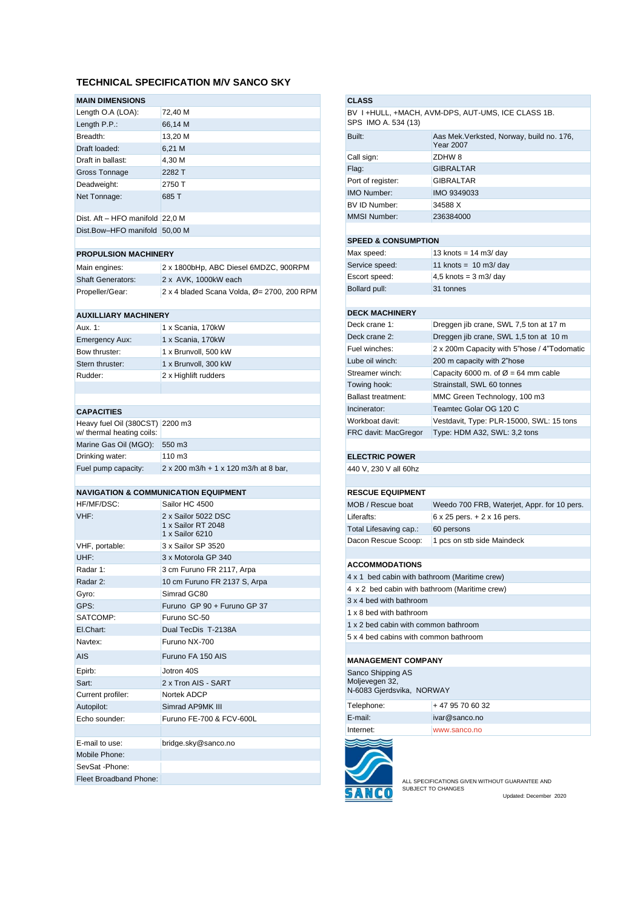# TECHNICAL SPECIFICATION M/V SANCO SKY

| MAIN DIMENSIONS | |
|---|---|
| Length O.A (LOA): | 72,40 M |
| Length P.P.: | 66,14 M |
| Breadth: | 13,20 M |
| Draft loaded: | 6,21 M |
| Draft in ballast: | 4,30 M |
| Gross Tonnage | 2282 T |
| Deadweight: | 2750 T |
| Net Tonnage: | 685 T |
| Dist. Aft – HFO manifold | 22,0 M |
| Dist.Bow–HFO manifold | 50,00 M |

| PROPULSION MACHINERY | |
|---|---|
| Main engines: | 2 x 1800bHp, ABC Diesel 6MDZC, 900RPM |
| Shaft Generators: | 2 x AVK, 1000kW each |
| Propeller/Gear: | 2 x 4 bladed Scana Volda, Ø= 2700, 200 RPM |

| AUXILLIARY MACHINERY | |
|---|---|
| Aux. 1: | 1 x Scania, 170kW |
| Emergency Aux: | 1 x Scania, 170kW |
| Bow thruster: | 1 x Brunvoll, 500 kW |
| Stern thruster: | 1 x Brunvoll, 300 kW |
| Rudder: | 2 x Highlift rudders |

| CAPACITIES | |
|---|---|
| Heavy fuel Oil (380CST) w/ thermal heating coils: | 2200 m3 |
| Marine Gas Oil (MGO): | 550 m3 |
| Drinking water: | 110 m3 |
| Fuel pump capacity: | 2 x 200 m3/h + 1 x 120 m3/h at 8 bar, |

| NAVIGATION & COMMUNICATION EQUIPMENT | |
|---|---|
| HF/MF/DSC: | Sailor HC 4500 |
| VHF: | 2 x Sailor 5022 DSC<br>1 x Sailor RT 2048<br>1 x Sailor 6210 |
| VHF, portable: | 3 x Sailor SP 3520 |
| UHF: | 3 x Motorola GP 340 |
| Radar 1: | 3 cm Furuno FR 2117, Arpa |
| Radar 2: | 10 cm Furuno FR 2137 S, Arpa |
| Gyro: | Simrad GC80 |
| GPS: | Furuno GP 90 + Furuno GP 37 |
| SATCOMP: | Furuno SC-50 |
| El.Chart: | Dual TecDis T-2138A |
| Navtex: | Furuno NX-700 |
| AIS | Furuno FA 150 AIS |
| Epirb: | Jotron 40S |
| Sart: | 2 x Tron AIS - SART |
| Current profiler: | Nortek ADCP |
| Autopilot: | Simrad AP9MK III |
| Echo sounder: | Furuno FE-700 & FCV-600L |
| | |
| E-mail to use: | bridge.sky@sanco.no |
| Mobile Phone: | |
| SevSat -Phone: | |
| Fleet Broadband Phone: | |

| CLASS | |
|---|---|
| BV I +HULL, +MACH, AVM-DPS, AUT-UMS, ICE CLASS 1B.<br>SPS IMO A. 534 (13) | |
| Built: | Aas Mek.Verksted, Norway, build no. 176, Year 2007 |
| Call sign: | ZDHW 8 |
| Flag: | GIBRALTAR |
| Port of register: | GIBRALTAR |
| IMO Number: | IMO 9349033 |
| BV ID Number: | 34588 X |
| MMSI Number: | 236384000 |

| SPEED & CONSUMPTION | |
|---|---|
| Max speed: | 13 knots = 14 m3/ day |
| Service speed: | 11 knots = 10 m3/ day |
| Escort speed: | 4,5 knots = 3 m3/ day |
| Bollard pull: | 31 tonnes |

| DECK MACHINERY | |
|---|---|
| Deck crane 1: | Dreggen jib crane, SWL 7,5 ton at 17 m |
| Deck crane 2: | Dreggen jib crane, SWL 1,5 ton at 10 m |
| Fuel winches: | 2 x 200m Capacity with 5"hose / 4"Todomatic |
| Lube oil winch: | 200 m capacity with 2"hose |
| Streamer winch: | Capacity 6000 m. of Ø = 64 mm cable |
| Towing hook: | Strainstall, SWL 60 tonnes |
| Ballast treatment: | MMC Green Technology, 100 m3 |
| Incinerator: | Teamtec Golar OG 120 C |
| Workboat davit: | Vestdavit, Type: PLR-15000, SWL: 15 tons |
| FRC davit: MacGregor | Type: HDM A32, SWL: 3,2 tons |

| ELECTRIC POWER |
|---|
| 440 V, 230 V all 60hz |

| RESCUE EQUIPMENT | |
|---|---|
| MOB / Rescue boat | Weedo 700 FRB, Waterjet, Appr. for 10 pers. |
| Liferafts: | 6 x 25 pers. + 2 x 16 pers. |
| Total Lifesaving cap.: | 60 persons |
| Dacon Rescue Scoop: | 1 pcs on stb side Maindeck |

| ACCOMMODATIONS |
|---|
| 4 x 1 bed cabin with bathroom (Maritime crew) |
| 4 x 2 bed cabin with bathroom (Maritime crew) |
| 3 x 4 bed with bathroom |
| 1 x 8 bed with bathroom |
| 1 x 2 bed cabin with common bathroom |
| 5 x 4 bed cabins with common bathroom |

| MANAGEMENT COMPANY | |
|---|---|
| Sanco Shipping AS<br>Moljevegen 32,<br>N-6083 Gjerdsvika, NORWAY | |
| Telephone: | + 47 95 70 60 32 |
| E-mail: | ivar@sanco.no |
| Internet: | www.sanco.no |

SANCO

ALL SPECIFICATIONS GIVEN WITHOUT GUARANTEE AND SUBJECT TO CHANGES

Updated: December 2020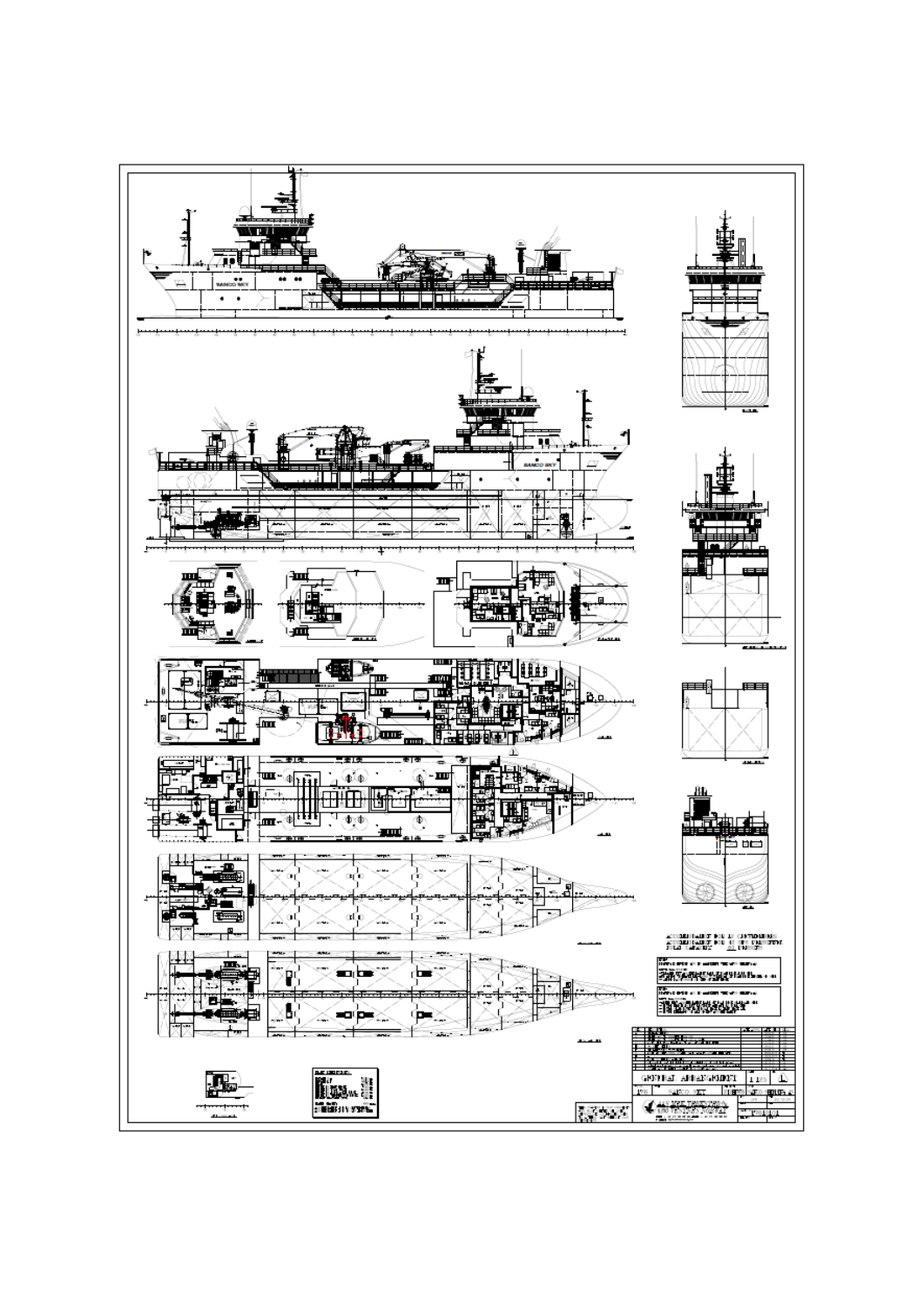SANCO SKY

GENERAL ARRANGEMENT